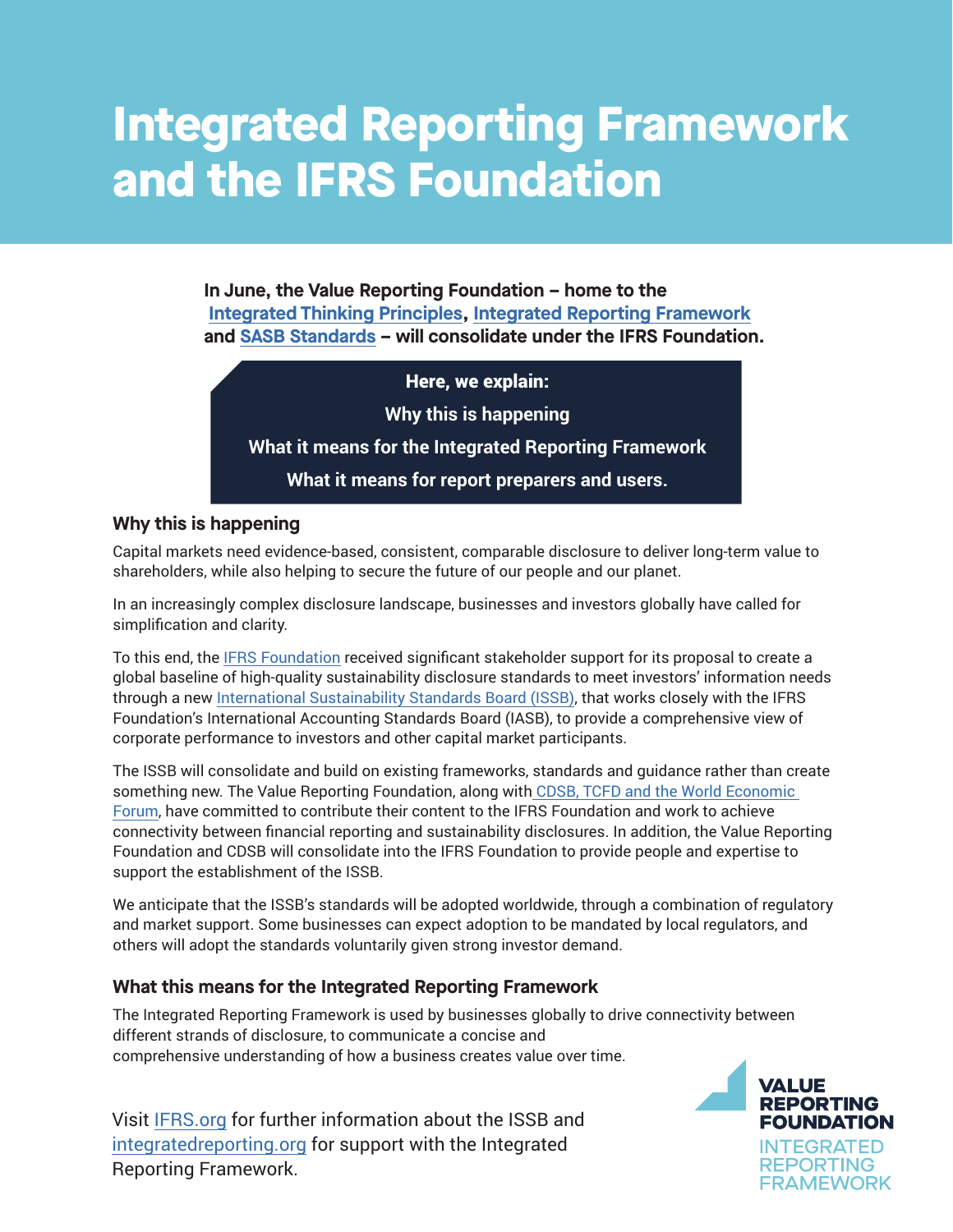# Integrated Reporting Framework and the IFRS Foundation

**In June, the Value Reporting Foundation – home to the Integrated Thinking Principles, Integrated Reporting Framework and SASB Standards – will consolidate under the IFRS Foundation.**

**Here, we explain:**

**Why this is happening**

**What it means for the Integrated Reporting Framework**

**What it means for report preparers and users.**

### Why this is happening

Capital markets need evidence-based, consistent, comparable disclosure to deliver long-term value to shareholders, while also helping to secure the future of our people and our planet.

In an increasingly complex disclosure landscape, businesses and investors globally have called for simplification and clarity.

To this end, the IFRS Foundation received significant stakeholder support for its proposal to create a global baseline of high-quality sustainability disclosure standards to meet investors' information needs through a new International Sustainability Standards Board (ISSB), that works closely with the IFRS Foundation's International Accounting Standards Board (IASB), to provide a comprehensive view of corporate performance to investors and other capital market participants.

The ISSB will consolidate and build on existing frameworks, standards and guidance rather than create something new. The Value Reporting Foundation, along with CDSB, TCFD and the World Economic Forum, have committed to contribute their content to the IFRS Foundation and work to achieve connectivity between financial reporting and sustainability disclosures. In addition, the Value Reporting Foundation and CDSB will consolidate into the IFRS Foundation to provide people and expertise to support the establishment of the ISSB.

We anticipate that the ISSB's standards will be adopted worldwide, through a combination of regulatory and market support. Some businesses can expect adoption to be mandated by local regulators, and others will adopt the standards voluntarily given strong investor demand.

### What this means for the Integrated Reporting Framework

The Integrated Reporting Framework is used by businesses globally to drive connectivity between different strands of disclosure, to communicate a concise and comprehensive understanding of how a business creates value over time.

Visit IFRS.org for further information about the ISSB and integratedreporting.org for support with the Integrated Reporting Framework.

VALUE REPORTING FOUNDATION
INTEGRATED REPORTING FRAMEWORK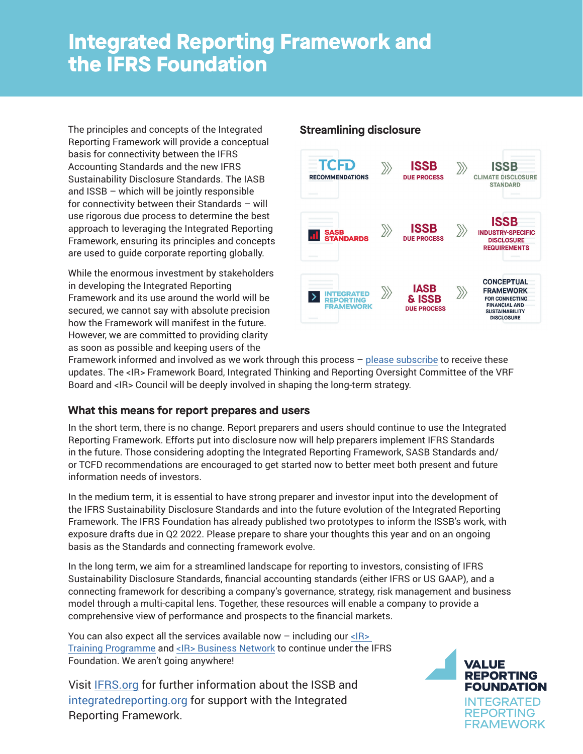# Integrated Reporting Framework and the IFRS Foundation

The principles and concepts of the Integrated Reporting Framework will provide a conceptual basis for connectivity between the IFRS Accounting Standards and the new IFRS Sustainability Disclosure Standards. The IASB and ISSB – which will be jointly responsible for connectivity between their Standards – will use rigorous due process to determine the best approach to leveraging the Integrated Reporting Framework, ensuring its principles and concepts are used to guide corporate reporting globally.

## Streamlining disclosure

TCFD RECOMMENDATIONS » ISSB DUE PROCESS » ISSB CLIMATE DISCLOSURE STANDARD

SASB STANDARDS » ISSB DUE PROCESS » ISSB INDUSTRY-SPECIFIC DISCLOSURE REQUIREMENTS

INTEGRATED REPORTING FRAMEWORK » IASB & ISSB DUE PROCESS » CONCEPTUAL FRAMEWORK FOR CONNECTING FINANCIAL AND SUSTAINABILITY DISCLOSURE

While the enormous investment by stakeholders in developing the Integrated Reporting Framework and its use around the world will be secured, we cannot say with absolute precision how the Framework will manifest in the future. However, we are committed to providing clarity as soon as possible and keeping users of the Framework informed and involved as we work through this process – please subscribe to receive these updates. The <IR> Framework Board, Integrated Thinking and Reporting Oversight Committee of the VRF Board and <IR> Council will be deeply involved in shaping the long-term strategy.

### What this means for report prepares and users

In the short term, there is no change. Report preparers and users should continue to use the Integrated Reporting Framework. Efforts put into disclosure now will help preparers implement IFRS Standards in the future. Those considering adopting the Integrated Reporting Framework, SASB Standards and/or TCFD recommendations are encouraged to get started now to better meet both present and future information needs of investors.

In the medium term, it is essential to have strong preparer and investor input into the development of the IFRS Sustainability Disclosure Standards and into the future evolution of the Integrated Reporting Framework. The IFRS Foundation has already published two prototypes to inform the ISSB's work, with exposure drafts due in Q2 2022. Please prepare to share your thoughts this year and on an ongoing basis as the Standards and connecting framework evolve.

In the long term, we aim for a streamlined landscape for reporting to investors, consisting of IFRS Sustainability Disclosure Standards, financial accounting standards (either IFRS or US GAAP), and a connecting framework for describing a company's governance, strategy, risk management and business model through a multi-capital lens. Together, these resources will enable a company to provide a comprehensive view of performance and prospects to the financial markets.

You can also expect all the services available now – including our <IR> Training Programme and <IR> Business Network to continue under the IFRS Foundation. We aren't going anywhere!

Visit IFRS.org for further information about the ISSB and integratedreporting.org for support with the Integrated Reporting Framework.

VALUE REPORTING FOUNDATION
INTEGRATED REPORTING FRAMEWORK